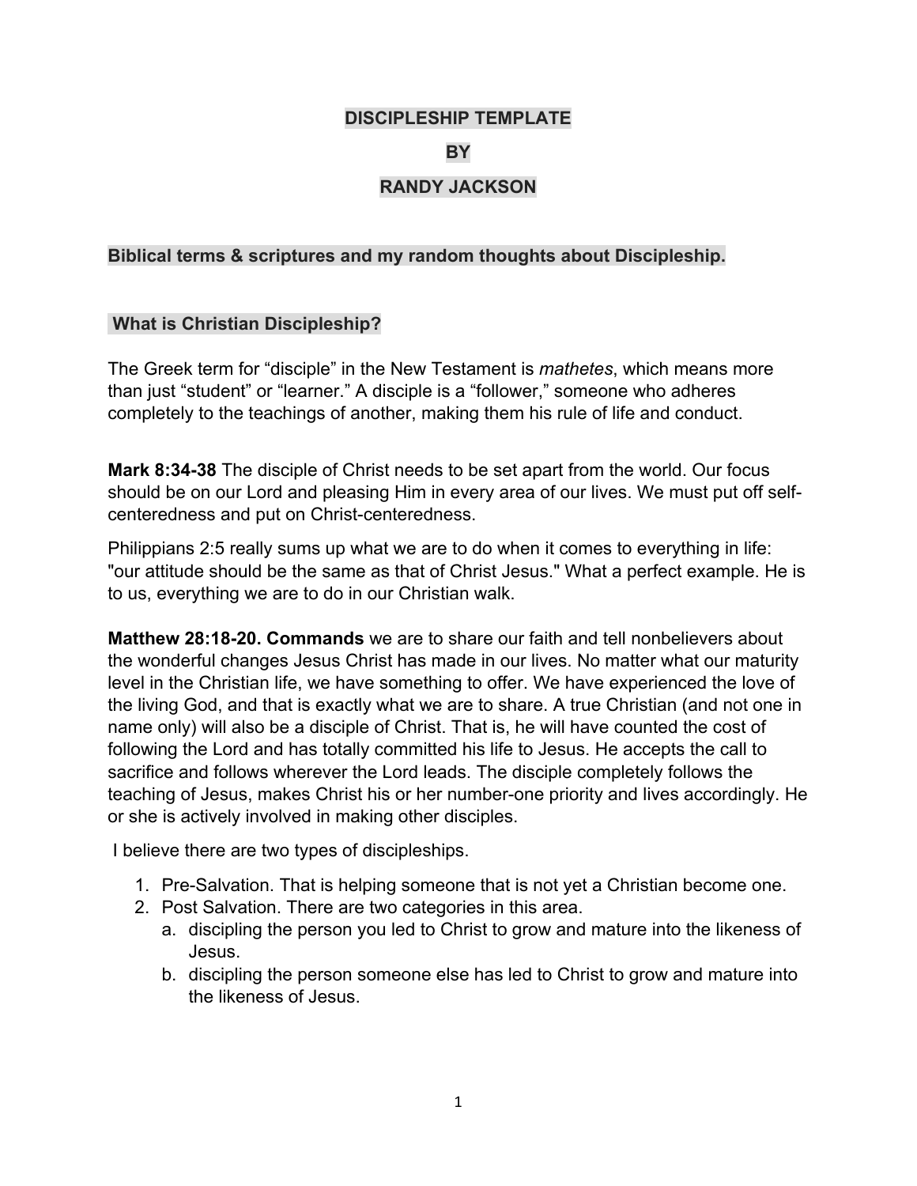# DISCIPLESHIP TEMPLATE

# BY

# RANDY JACKSON

**Biblical terms & scriptures and my random thoughts about Discipleship.**

## What is Christian Discipleship?

The Greek term for “disciple” in the New Testament is *mathetes*, which means more than just “student” or “learner.” A disciple is a “follower,” someone who adheres completely to the teachings of another, making them his rule of life and conduct.

**Mark 8:34-38** The disciple of Christ needs to be set apart from the world. Our focus should be on our Lord and pleasing Him in every area of our lives. We must put off self-centeredness and put on Christ-centeredness.

Philippians 2:5 really sums up what we are to do when it comes to everything in life: "our attitude should be the same as that of Christ Jesus." What a perfect example. He is to us, everything we are to do in our Christian walk.

**Matthew 28:18-20. Commands** we are to share our faith and tell nonbelievers about the wonderful changes Jesus Christ has made in our lives. No matter what our maturity level in the Christian life, we have something to offer. We have experienced the love of the living God, and that is exactly what we are to share. A true Christian (and not one in name only) will also be a disciple of Christ. That is, he will have counted the cost of following the Lord and has totally committed his life to Jesus. He accepts the call to sacrifice and follows wherever the Lord leads. The disciple completely follows the teaching of Jesus, makes Christ his or her number-one priority and lives accordingly. He or she is actively involved in making other disciples.

I believe there are two types of discipleships.

1. Pre-Salvation. That is helping someone that is not yet a Christian become one.
2. Post Salvation. There are two categories in this area.
   a. discipling the person you led to Christ to grow and mature into the likeness of Jesus.
   b. discipling the person someone else has led to Christ to grow and mature into the likeness of Jesus.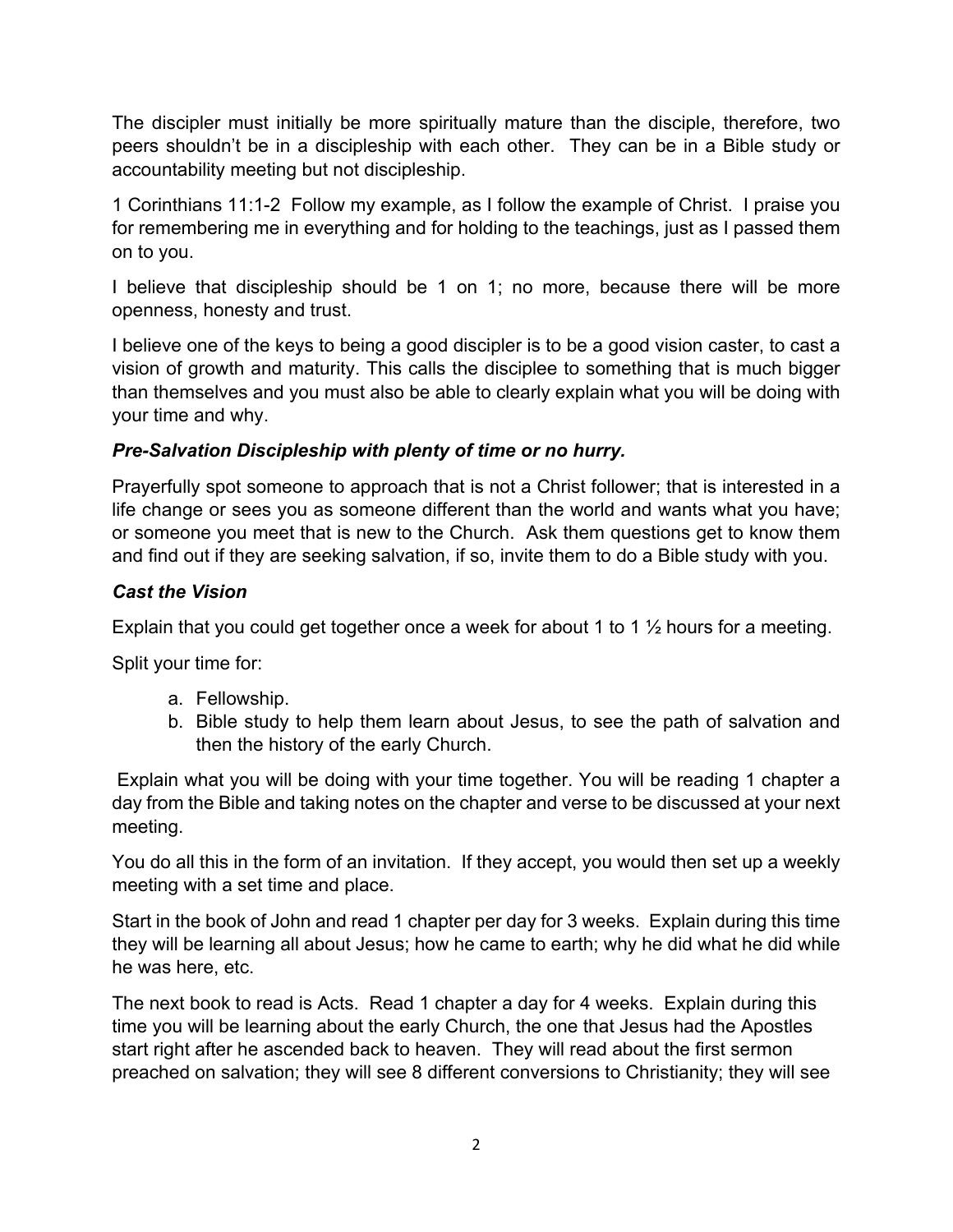The discipler must initially be more spiritually mature than the disciple, therefore, two peers shouldn't be in a discipleship with each other. They can be in a Bible study or accountability meeting but not discipleship.

1 Corinthians 11:1-2 Follow my example, as I follow the example of Christ. I praise you for remembering me in everything and for holding to the teachings, just as I passed them on to you.

I believe that discipleship should be 1 on 1; no more, because there will be more openness, honesty and trust.

I believe one of the keys to being a good discipler is to be a good vision caster, to cast a vision of growth and maturity. This calls the disciplee to something that is much bigger than themselves and you must also be able to clearly explain what you will be doing with your time and why.

***Pre-Salvation Discipleship with plenty of time or no hurry.***

Prayerfully spot someone to approach that is not a Christ follower; that is interested in a life change or sees you as someone different than the world and wants what you have; or someone you meet that is new to the Church. Ask them questions get to know them and find out if they are seeking salvation, if so, invite them to do a Bible study with you.

***Cast the Vision***

Explain that you could get together once a week for about 1 to 1 ½ hours for a meeting.

Split your time for:

a. Fellowship.
b. Bible study to help them learn about Jesus, to see the path of salvation and then the history of the early Church.

Explain what you will be doing with your time together. You will be reading 1 chapter a day from the Bible and taking notes on the chapter and verse to be discussed at your next meeting.

You do all this in the form of an invitation. If they accept, you would then set up a weekly meeting with a set time and place.

Start in the book of John and read 1 chapter per day for 3 weeks. Explain during this time they will be learning all about Jesus; how he came to earth; why he did what he did while he was here, etc.

The next book to read is Acts. Read 1 chapter a day for 4 weeks. Explain during this time you will be learning about the early Church, the one that Jesus had the Apostles start right after he ascended back to heaven. They will read about the first sermon preached on salvation; they will see 8 different conversions to Christianity; they will see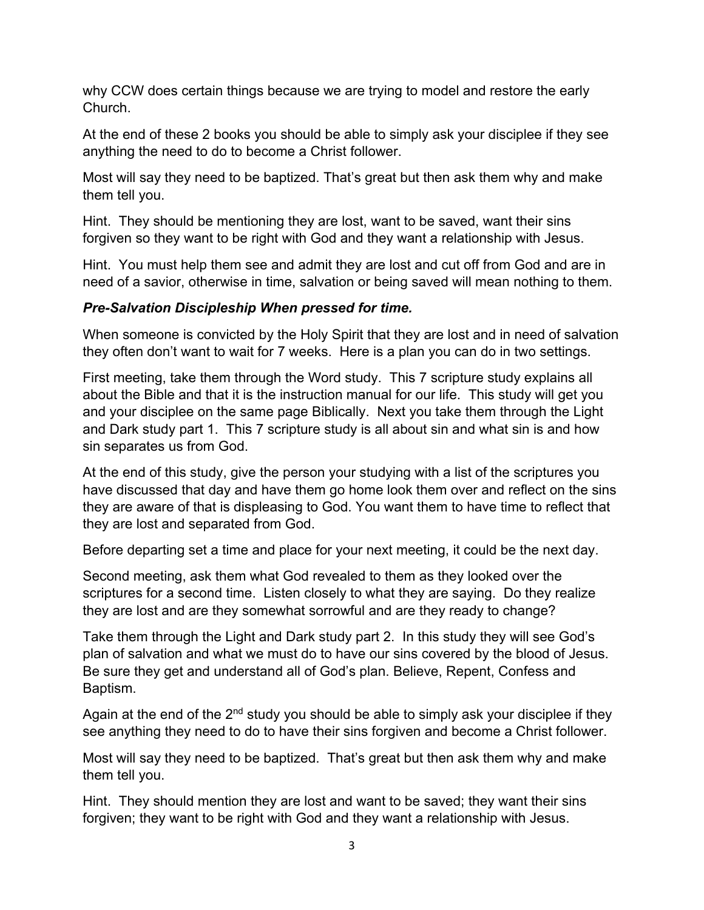why CCW does certain things because we are trying to model and restore the early Church.

At the end of these 2 books you should be able to simply ask your disciplee if they see anything the need to do to become a Christ follower.

Most will say they need to be baptized. That's great but then ask them why and make them tell you.

Hint. They should be mentioning they are lost, want to be saved, want their sins forgiven so they want to be right with God and they want a relationship with Jesus.

Hint. You must help them see and admit they are lost and cut off from God and are in need of a savior, otherwise in time, salvation or being saved will mean nothing to them.

***Pre-Salvation Discipleship When pressed for time.***

When someone is convicted by the Holy Spirit that they are lost and in need of salvation they often don't want to wait for 7 weeks. Here is a plan you can do in two settings.

First meeting, take them through the Word study. This 7 scripture study explains all about the Bible and that it is the instruction manual for our life. This study will get you and your disciplee on the same page Biblically. Next you take them through the Light and Dark study part 1. This 7 scripture study is all about sin and what sin is and how sin separates us from God.

At the end of this study, give the person your studying with a list of the scriptures you have discussed that day and have them go home look them over and reflect on the sins they are aware of that is displeasing to God. You want them to have time to reflect that they are lost and separated from God.

Before departing set a time and place for your next meeting, it could be the next day.

Second meeting, ask them what God revealed to them as they looked over the scriptures for a second time. Listen closely to what they are saying. Do they realize they are lost and are they somewhat sorrowful and are they ready to change?

Take them through the Light and Dark study part 2. In this study they will see God's plan of salvation and what we must do to have our sins covered by the blood of Jesus. Be sure they get and understand all of God's plan. Believe, Repent, Confess and Baptism.

Again at the end of the 2nd study you should be able to simply ask your disciplee if they see anything they need to do to have their sins forgiven and become a Christ follower.

Most will say they need to be baptized. That's great but then ask them why and make them tell you.

Hint. They should mention they are lost and want to be saved; they want their sins forgiven; they want to be right with God and they want a relationship with Jesus.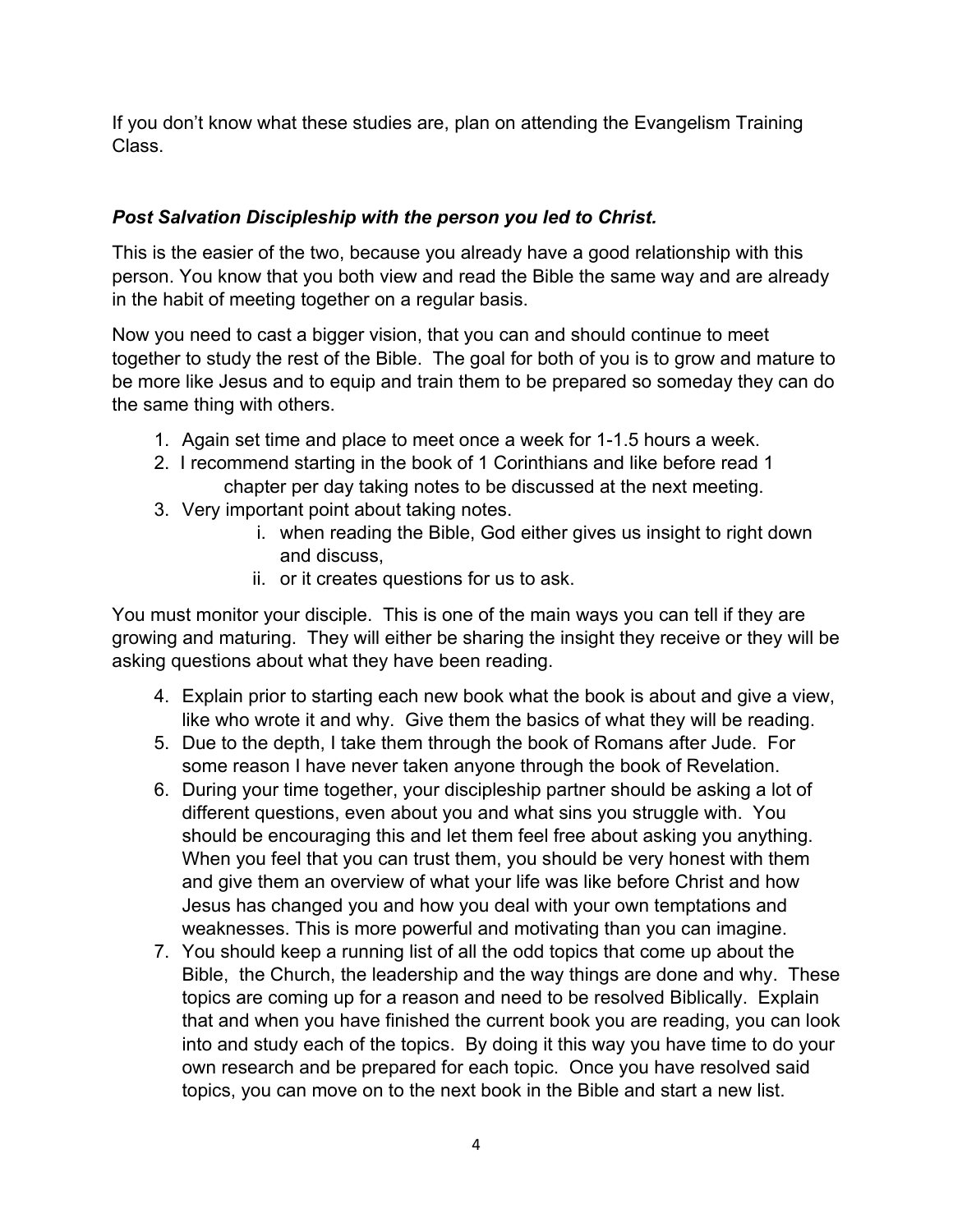If you don't know what these studies are, plan on attending the Evangelism Training Class.

***Post Salvation Discipleship with the person you led to Christ.***

This is the easier of the two, because you already have a good relationship with this person. You know that you both view and read the Bible the same way and are already in the habit of meeting together on a regular basis.

Now you need to cast a bigger vision, that you can and should continue to meet together to study the rest of the Bible. The goal for both of you is to grow and mature to be more like Jesus and to equip and train them to be prepared so someday they can do the same thing with others.

1. Again set time and place to meet once a week for 1-1.5 hours a week.
2. I recommend starting in the book of 1 Corinthians and like before read 1 chapter per day taking notes to be discussed at the next meeting.
3. Very important point about taking notes.
    i. when reading the Bible, God either gives us insight to right down and discuss,
    ii. or it creates questions for us to ask.

You must monitor your disciple. This is one of the main ways you can tell if they are growing and maturing. They will either be sharing the insight they receive or they will be asking questions about what they have been reading.

4. Explain prior to starting each new book what the book is about and give a view, like who wrote it and why. Give them the basics of what they will be reading.
5. Due to the depth, I take them through the book of Romans after Jude. For some reason I have never taken anyone through the book of Revelation.
6. During your time together, your discipleship partner should be asking a lot of different questions, even about you and what sins you struggle with. You should be encouraging this and let them feel free about asking you anything. When you feel that you can trust them, you should be very honest with them and give them an overview of what your life was like before Christ and how Jesus has changed you and how you deal with your own temptations and weaknesses. This is more powerful and motivating than you can imagine.
7. You should keep a running list of all the odd topics that come up about the Bible, the Church, the leadership and the way things are done and why. These topics are coming up for a reason and need to be resolved Biblically. Explain that and when you have finished the current book you are reading, you can look into and study each of the topics. By doing it this way you have time to do your own research and be prepared for each topic. Once you have resolved said topics, you can move on to the next book in the Bible and start a new list.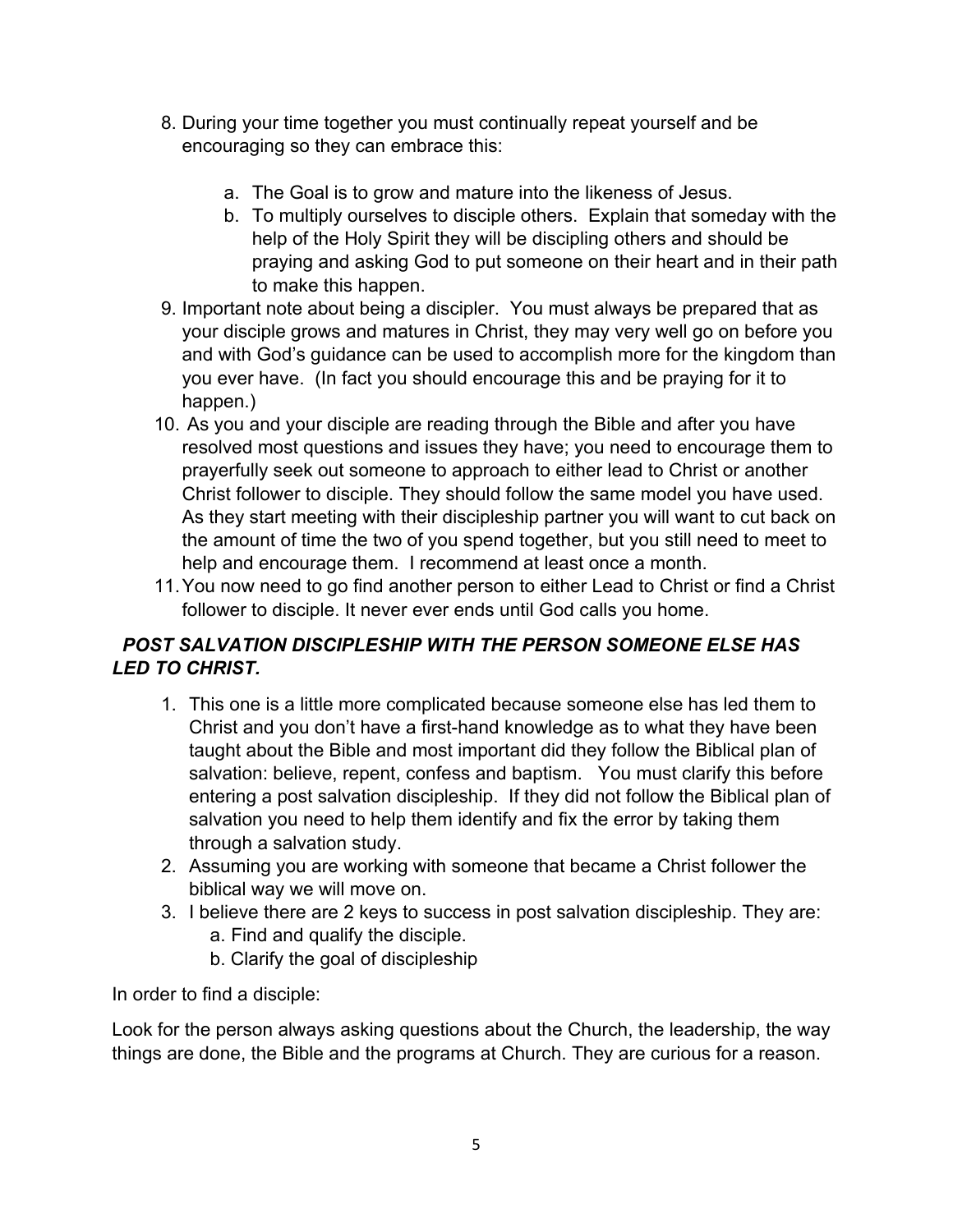8. During your time together you must continually repeat yourself and be encouraging so they can embrace this:

    a. The Goal is to grow and mature into the likeness of Jesus.
    b. To multiply ourselves to disciple others. Explain that someday with the help of the Holy Spirit they will be discipling others and should be praying and asking God to put someone on their heart and in their path to make this happen.

9. Important note about being a discipler. You must always be prepared that as your disciple grows and matures in Christ, they may very well go on before you and with God's guidance can be used to accomplish more for the kingdom than you ever have. (In fact you should encourage this and be praying for it to happen.)
10. As you and your disciple are reading through the Bible and after you have resolved most questions and issues they have; you need to encourage them to prayerfully seek out someone to approach to either lead to Christ or another Christ follower to disciple. They should follow the same model you have used. As they start meeting with their discipleship partner you will want to cut back on the amount of time the two of you spend together, but you still need to meet to help and encourage them. I recommend at least once a month.
11. You now need to go find another person to either Lead to Christ or find a Christ follower to disciple. It never ever ends until God calls you home.

### ***POST SALVATION DISCIPLESHIP WITH THE PERSON SOMEONE ELSE HAS LED TO CHRIST.***

1. This one is a little more complicated because someone else has led them to Christ and you don't have a first-hand knowledge as to what they have been taught about the Bible and most important did they follow the Biblical plan of salvation: believe, repent, confess and baptism. You must clarify this before entering a post salvation discipleship. If they did not follow the Biblical plan of salvation you need to help them identify and fix the error by taking them through a salvation study.
2. Assuming you are working with someone that became a Christ follower the biblical way we will move on.
3. I believe there are 2 keys to success in post salvation discipleship. They are:
    a. Find and qualify the disciple.
    b. Clarify the goal of discipleship

In order to find a disciple:

Look for the person always asking questions about the Church, the leadership, the way things are done, the Bible and the programs at Church. They are curious for a reason.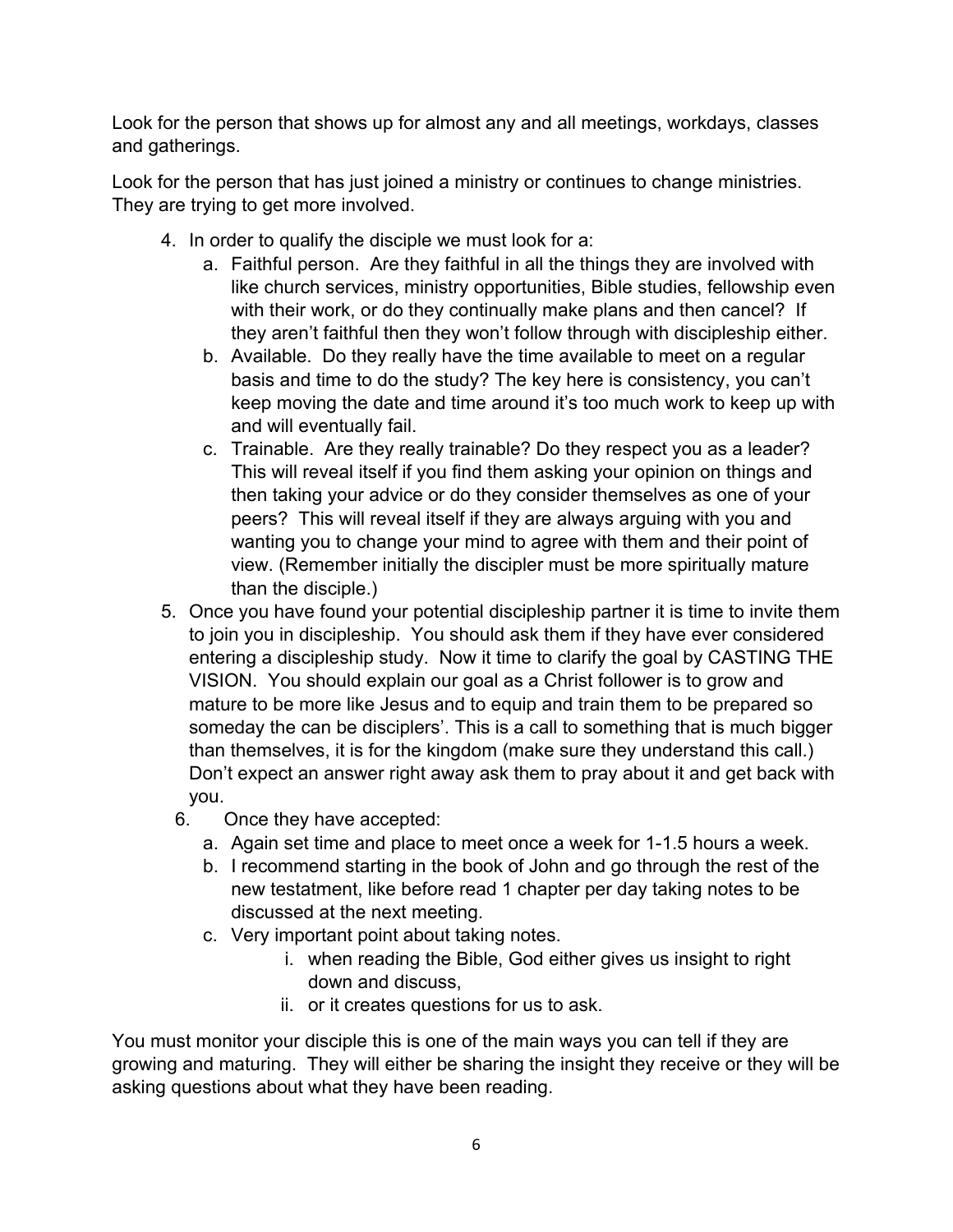Look for the person that shows up for almost any and all meetings, workdays, classes and gatherings.

Look for the person that has just joined a ministry or continues to change ministries. They are trying to get more involved.

4. In order to qualify the disciple we must look for a:
   a. Faithful person. Are they faithful in all the things they are involved with like church services, ministry opportunities, Bible studies, fellowship even with their work, or do they continually make plans and then cancel? If they aren't faithful then they won't follow through with discipleship either.
   b. Available. Do they really have the time available to meet on a regular basis and time to do the study? The key here is consistency, you can't keep moving the date and time around it's too much work to keep up with and will eventually fail.
   c. Trainable. Are they really trainable? Do they respect you as a leader? This will reveal itself if you find them asking your opinion on things and then taking your advice or do they consider themselves as one of your peers? This will reveal itself if they are always arguing with you and wanting you to change your mind to agree with them and their point of view. (Remember initially the discipler must be more spiritually mature than the disciple.)
5. Once you have found your potential discipleship partner it is time to invite them to join you in discipleship. You should ask them if they have ever considered entering a discipleship study. Now it time to clarify the goal by CASTING THE VISION. You should explain our goal as a Christ follower is to grow and mature to be more like Jesus and to equip and train them to be prepared so someday the can be disciplers'. This is a call to something that is much bigger than themselves, it is for the kingdom (make sure they understand this call.) Don't expect an answer right away ask them to pray about it and get back with you.
6. Once they have accepted:
   a. Again set time and place to meet once a week for 1-1.5 hours a week.
   b. I recommend starting in the book of John and go through the rest of the new testatment, like before read 1 chapter per day taking notes to be discussed at the next meeting.
   c. Very important point about taking notes.
      i. when reading the Bible, God either gives us insight to right down and discuss,
      ii. or it creates questions for us to ask.

You must monitor your disciple this is one of the main ways you can tell if they are growing and maturing. They will either be sharing the insight they receive or they will be asking questions about what they have been reading.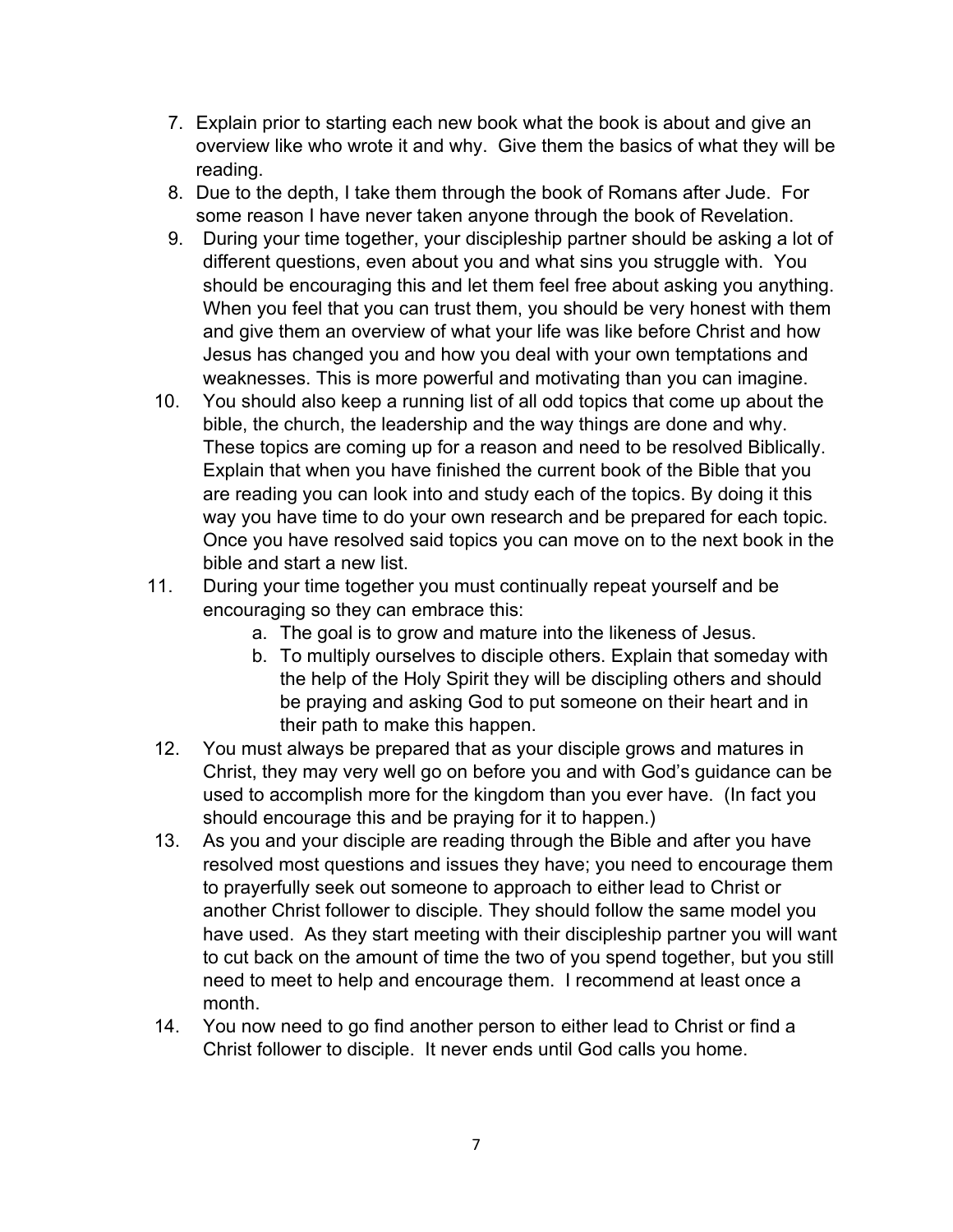7. Explain prior to starting each new book what the book is about and give an overview like who wrote it and why. Give them the basics of what they will be reading.
8. Due to the depth, I take them through the book of Romans after Jude. For some reason I have never taken anyone through the book of Revelation.
9. During your time together, your discipleship partner should be asking a lot of different questions, even about you and what sins you struggle with. You should be encouraging this and let them feel free about asking you anything. When you feel that you can trust them, you should be very honest with them and give them an overview of what your life was like before Christ and how Jesus has changed you and how you deal with your own temptations and weaknesses. This is more powerful and motivating than you can imagine.
10. You should also keep a running list of all odd topics that come up about the bible, the church, the leadership and the way things are done and why. These topics are coming up for a reason and need to be resolved Biblically. Explain that when you have finished the current book of the Bible that you are reading you can look into and study each of the topics. By doing it this way you have time to do your own research and be prepared for each topic. Once you have resolved said topics you can move on to the next book in the bible and start a new list.
11. During your time together you must continually repeat yourself and be encouraging so they can embrace this:
    a. The goal is to grow and mature into the likeness of Jesus.
    b. To multiply ourselves to disciple others. Explain that someday with the help of the Holy Spirit they will be discipling others and should be praying and asking God to put someone on their heart and in their path to make this happen.
12. You must always be prepared that as your disciple grows and matures in Christ, they may very well go on before you and with God's guidance can be used to accomplish more for the kingdom than you ever have. (In fact you should encourage this and be praying for it to happen.)
13. As you and your disciple are reading through the Bible and after you have resolved most questions and issues they have; you need to encourage them to prayerfully seek out someone to approach to either lead to Christ or another Christ follower to disciple. They should follow the same model you have used. As they start meeting with their discipleship partner you will want to cut back on the amount of time the two of you spend together, but you still need to meet to help and encourage them. I recommend at least once a month.
14. You now need to go find another person to either lead to Christ or find a Christ follower to disciple. It never ends until God calls you home.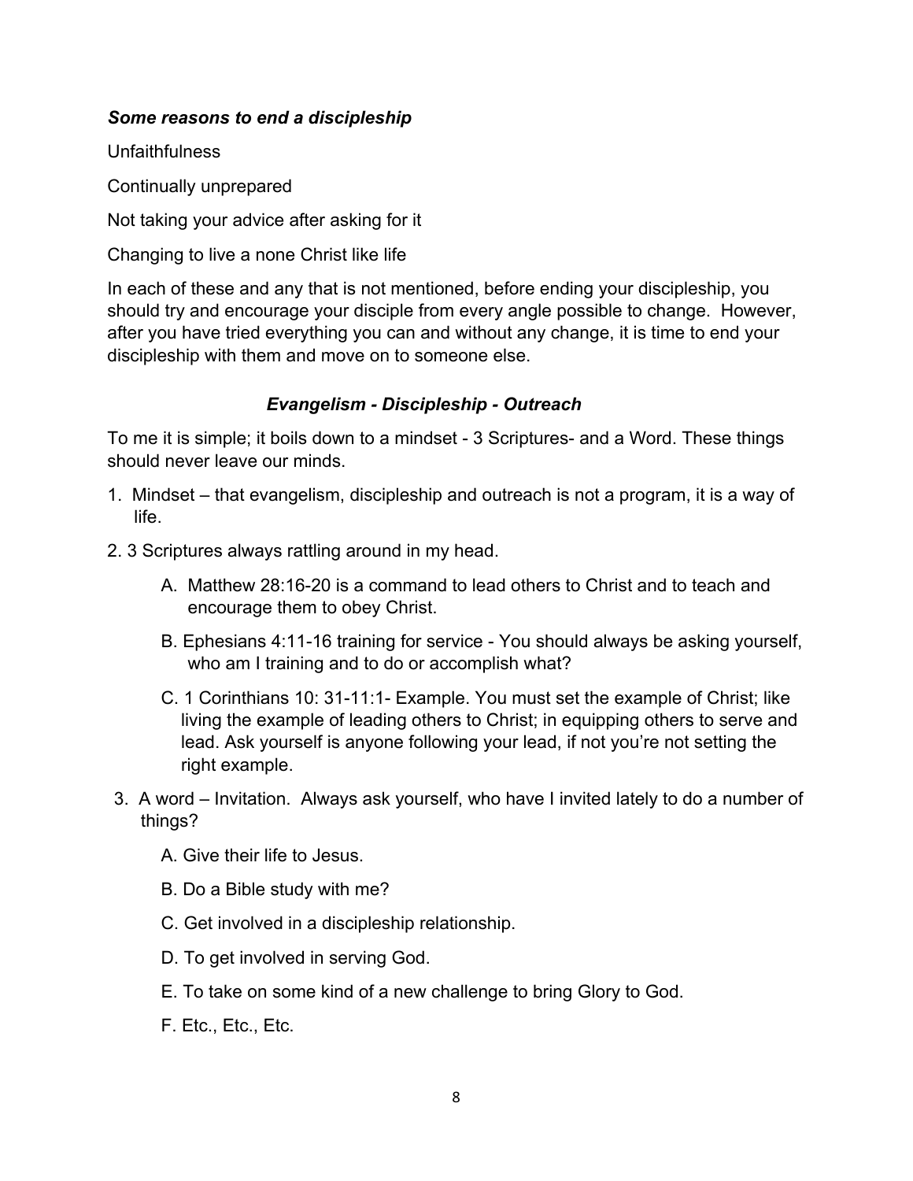***Some reasons to end a discipleship***

Unfaithfulness

Continually unprepared

Not taking your advice after asking for it

Changing to live a none Christ like life

In each of these and any that is not mentioned, before ending your discipleship, you should try and encourage your disciple from every angle possible to change. However, after you have tried everything you can and without any change, it is time to end your discipleship with them and move on to someone else.

### ***Evangelism - Discipleship - Outreach***

To me it is simple; it boils down to a mindset - 3 Scriptures- and a Word. These things should never leave our minds.

1. Mindset – that evangelism, discipleship and outreach is not a program, it is a way of life.

2. 3 Scriptures always rattling around in my head.

   A. Matthew 28:16-20 is a command to lead others to Christ and to teach and encourage them to obey Christ.

   B. Ephesians 4:11-16 training for service - You should always be asking yourself, who am I training and to do or accomplish what?

   C. 1 Corinthians 10: 31-11:1- Example. You must set the example of Christ; like living the example of leading others to Christ; in equipping others to serve and lead. Ask yourself is anyone following your lead, if not you're not setting the right example.

3. A word – Invitation. Always ask yourself, who have I invited lately to do a number of things?

   A. Give their life to Jesus.

   B. Do a Bible study with me?

   C. Get involved in a discipleship relationship.

   D. To get involved in serving God.

   E. To take on some kind of a new challenge to bring Glory to God.

   F. Etc., Etc., Etc.